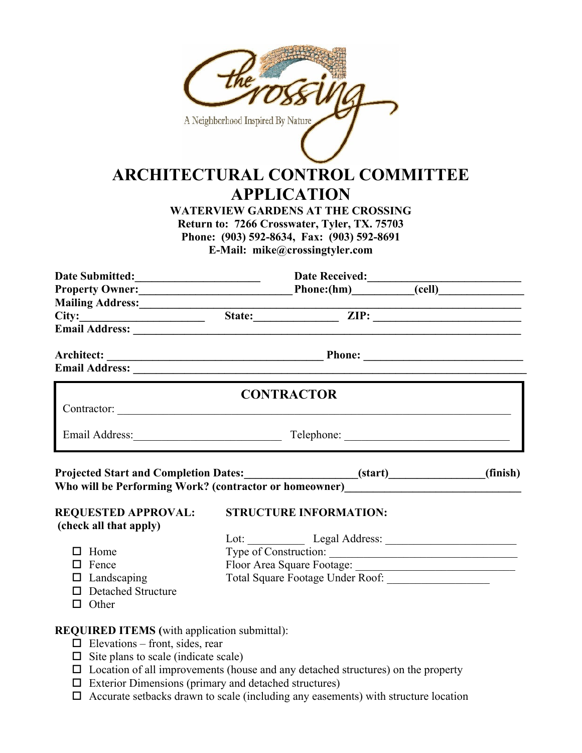the Crossing

A Neighborhood Inspired By Nature

# ARCHITECTURAL CONTROL COMMITTEE APPLICATION

**WATERVIEW GARDENS AT THE CROSSING**
**Return to: 7266 Crosswater, Tyler, TX. 75703**
**Phone: (903) 592-8634, Fax: (903) 592-8691**
**E-Mail: mike@crossingtyler.com**

**Date Submitted:**______________________ **Date Received:**__________________________
**Property Owner:**__________________________ **Phone:(hm)**__________**(cell)**_______________
**Mailing Address:**_________________________________________________________________
**City:**______________________ **State:**______________ **ZIP:** _________________________
**Email Address:** ___________________________________________________________________

**Architect:** ______________________________________ **Phone:** ___________________________
**Email Address:** ___________________________________________________________________

## CONTRACTOR

Contractor: ________________________________________________________________________

Email Address:_________________________ Telephone: ____________________________

**Projected Start and Completion Dates:**___________________**(start)**________________**(finish)**
**Who will be Performing Work? (contractor or homeowner)**______________________________

**REQUESTED APPROVAL:**
**(check all that apply)**

- ☐ Home
- ☐ Fence
- ☐ Landscaping
- ☐ Detached Structure
- ☐ Other

**STRUCTURE INFORMATION:**

Lot: __________ Legal Address: ______________________
Type of Construction: ______________________________
Floor Area Square Footage: __________________________
Total Square Footage Under Roof: _________________

**REQUIRED ITEMS (**with application submittal):

- ☐ Elevations – front, sides, rear
- ☐ Site plans to scale (indicate scale)
- ☐ Location of all improvements (house and any detached structures) on the property
- ☐ Exterior Dimensions (primary and detached structures)
- ☐ Accurate setbacks drawn to scale (including any easements) with structure location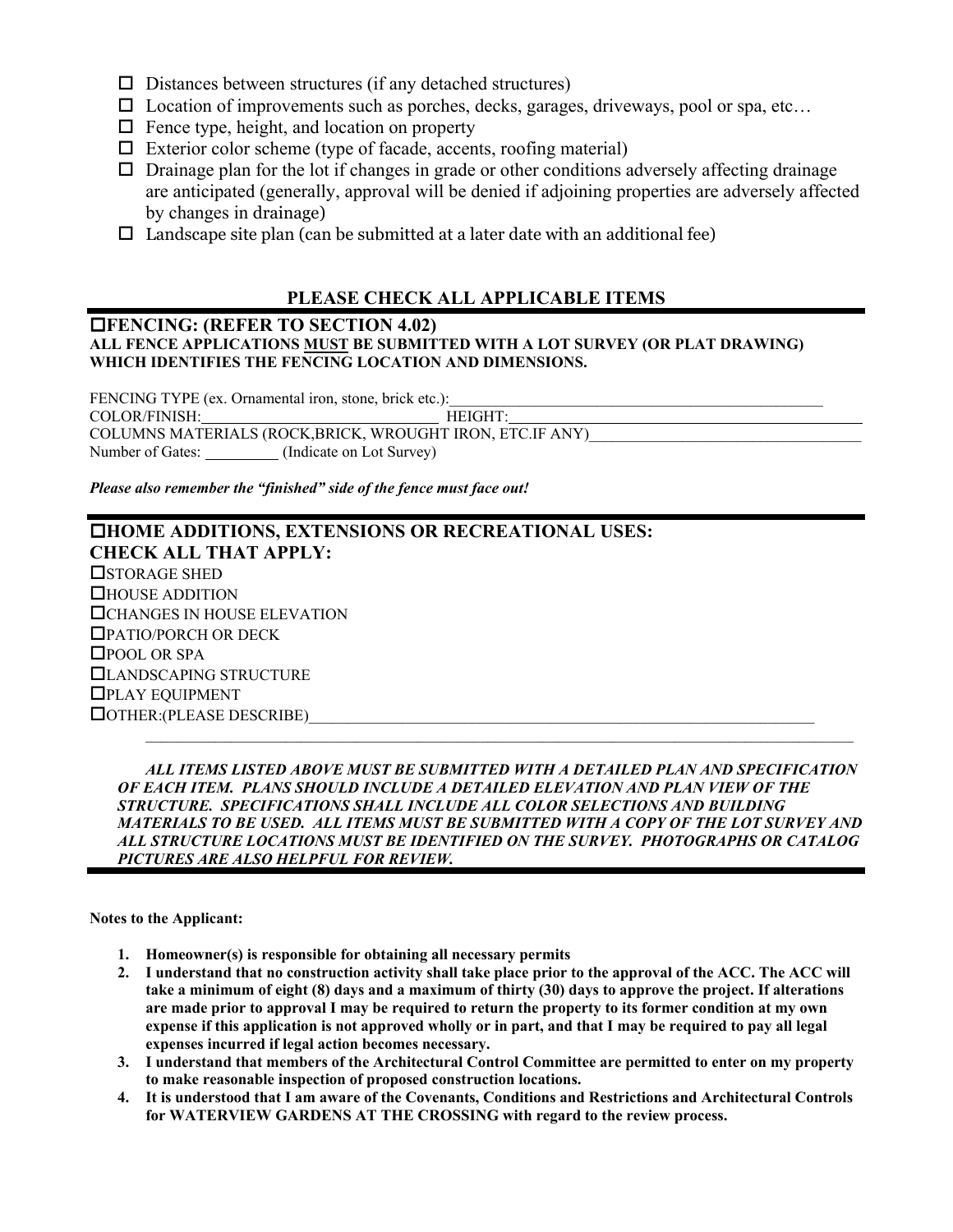- ☐ Distances between structures (if any detached structures)
- ☐ Location of improvements such as porches, decks, garages, driveways, pool or spa, etc…
- ☐ Fence type, height, and location on property
- ☐ Exterior color scheme (type of facade, accents, roofing material)
- ☐ Drainage plan for the lot if changes in grade or other conditions adversely affecting drainage are anticipated (generally, approval will be denied if adjoining properties are adversely affected by changes in drainage)
- ☐ Landscape site plan (can be submitted at a later date with an additional fee)

## PLEASE CHECK ALL APPLICABLE ITEMS

### ☐FENCING: (REFER TO SECTION 4.02)

**ALL FENCE APPLICATIONS <u>MUST</u> BE SUBMITTED WITH A LOT SURVEY (OR PLAT DRAWING) WHICH IDENTIFIES THE FENCING LOCATION AND DIMENSIONS.**

FENCING TYPE (ex. Ornamental iron, stone, brick etc.):\_\_\_\_\_\_\_\_\_\_\_\_\_\_\_\_\_\_\_\_\_\_\_\_\_\_\_\_\_\_\_\_\_\_\_\_\_\_\_\_\_\_\_\_\_\_\_\_

COLOR/FINISH:\_\_\_\_\_\_\_\_\_\_\_\_\_\_\_\_\_\_\_\_\_\_\_\_\_\_\_\_\_\_ HEIGHT:\_\_\_\_\_\_\_\_\_\_\_\_\_\_\_\_\_\_\_\_\_\_\_\_\_\_\_\_\_\_\_\_\_\_\_\_\_\_\_\_\_\_\_\_

COLUMNS MATERIALS (ROCK,BRICK, WROUGHT IRON, ETC.IF ANY)\_\_\_\_\_\_\_\_\_\_\_\_\_\_\_\_\_\_\_\_\_\_\_\_\_\_\_\_\_\_\_\_\_\_\_\_

Number of Gates: \_\_\_\_\_\_\_\_\_ (Indicate on Lot Survey)

***Please also remember the "finished" side of the fence must face out!***

### ☐HOME ADDITIONS, EXTENSIONS OR RECREATIONAL USES:

### CHECK ALL THAT APPLY:

☐STORAGE SHED
☐HOUSE ADDITION
☐CHANGES IN HOUSE ELEVATION
☐PATIO/PORCH OR DECK
☐POOL OR SPA
☐LANDSCAPING STRUCTURE
☐PLAY EQUIPMENT
☐OTHER:(PLEASE DESCRIBE)\_\_\_\_\_\_\_\_\_\_\_\_\_\_\_\_\_\_\_\_\_\_\_\_\_\_\_\_\_\_\_\_\_\_\_\_\_\_\_\_\_\_\_\_\_\_\_\_\_\_\_\_\_\_\_\_\_\_\_\_\_\_\_\_\_\_\_\_\_\_
\_\_\_\_\_\_\_\_\_\_\_\_\_\_\_\_\_\_\_\_\_\_\_\_\_\_\_\_\_\_\_\_\_\_\_\_\_\_\_\_\_\_\_\_\_\_\_\_\_\_\_\_\_\_\_\_\_\_\_\_\_\_\_\_\_\_\_\_\_\_\_\_\_\_\_\_\_\_\_\_\_\_\_\_\_\_\_\_\_\_

***ALL ITEMS LISTED ABOVE MUST BE SUBMITTED WITH A DETAILED PLAN AND SPECIFICATION OF EACH ITEM. PLANS SHOULD INCLUDE A DETAILED ELEVATION AND PLAN VIEW OF THE STRUCTURE. SPECIFICATIONS SHALL INCLUDE ALL COLOR SELECTIONS AND BUILDING MATERIALS TO BE USED. ALL ITEMS MUST BE SUBMITTED WITH A COPY OF THE LOT SURVEY AND ALL STRUCTURE LOCATIONS MUST BE IDENTIFIED ON THE SURVEY. PHOTOGRAPHS OR CATALOG PICTURES ARE ALSO HELPFUL FOR REVIEW.***

**Notes to the Applicant:**

1. **Homeowner(s) is responsible for obtaining all necessary permits**
2. **I understand that no construction activity shall take place prior to the approval of the ACC. The ACC will take a minimum of eight (8) days and a maximum of thirty (30) days to approve the project. If alterations are made prior to approval I may be required to return the property to its former condition at my own expense if this application is not approved wholly or in part, and that I may be required to pay all legal expenses incurred if legal action becomes necessary.**
3. **I understand that members of the Architectural Control Committee are permitted to enter on my property to make reasonable inspection of proposed construction locations.**
4. **It is understood that I am aware of the Covenants, Conditions and Restrictions and Architectural Controls for WATERVIEW GARDENS AT THE CROSSING with regard to the review process.**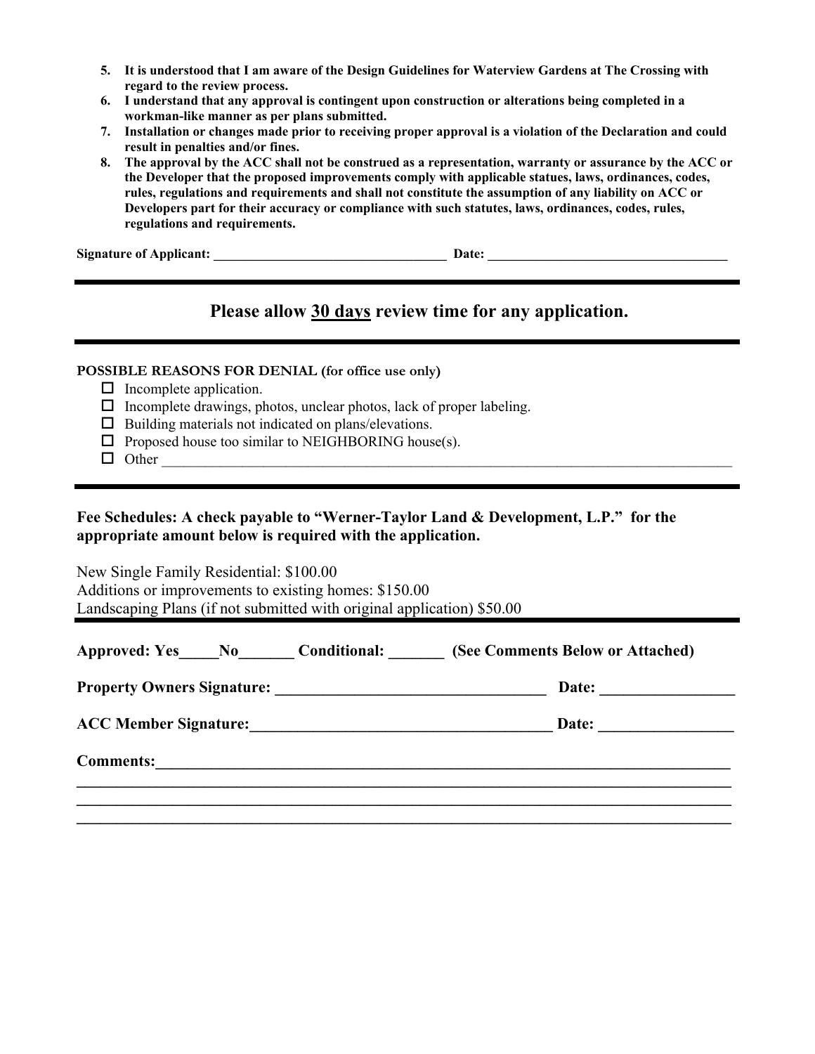5. **It is understood that I am aware of the Design Guidelines for Waterview Gardens at The Crossing with regard to the review process.**
6. **I understand that any approval is contingent upon construction or alterations being completed in a workman-like manner as per plans submitted.**
7. **Installation or changes made prior to receiving proper approval is a violation of the Declaration and could result in penalties and/or fines.**
8. **The approval by the ACC shall not be construed as a representation, warranty or assurance by the ACC or the Developer that the proposed improvements comply with applicable statues, laws, ordinances, codes, rules, regulations and requirements and shall not constitute the assumption of any liability on ACC or Developers part for their accuracy or compliance with such statutes, laws, ordinances, codes, rules, regulations and requirements.**

**Signature of Applicant: ___________________________________ Date: ____________________________________**

---

## Please allow 30 days review time for any application.

---

**POSSIBLE REASONS FOR DENIAL (for office use only)**

- ☐ Incomplete application.
- ☐ Incomplete drawings, photos, unclear photos, lack of proper labeling.
- ☐ Building materials not indicated on plans/elevations.
- ☐ Proposed house too similar to NEIGHBORING house(s).
- ☐ Other ______________________________________________________________________________

---

**Fee Schedules: A check payable to "Werner-Taylor Land & Development, L.P." for the appropriate amount below is required with the application.**

New Single Family Residential: $100.00
Additions or improvements to existing homes: $150.00
Landscaping Plans (if not submitted with original application) $50.00

---

**Approved: Yes_____No_______ Conditional: _______ (See Comments Below or Attached)**

**Property Owners Signature: ___________________________________ Date: _________________**

**ACC Member Signature:_______________________________________ Date: _________________**

**Comments:___________________________________________________________________________**

**_____________________________________________________________________________________**

**_____________________________________________________________________________________**

**_____________________________________________________________________________________**